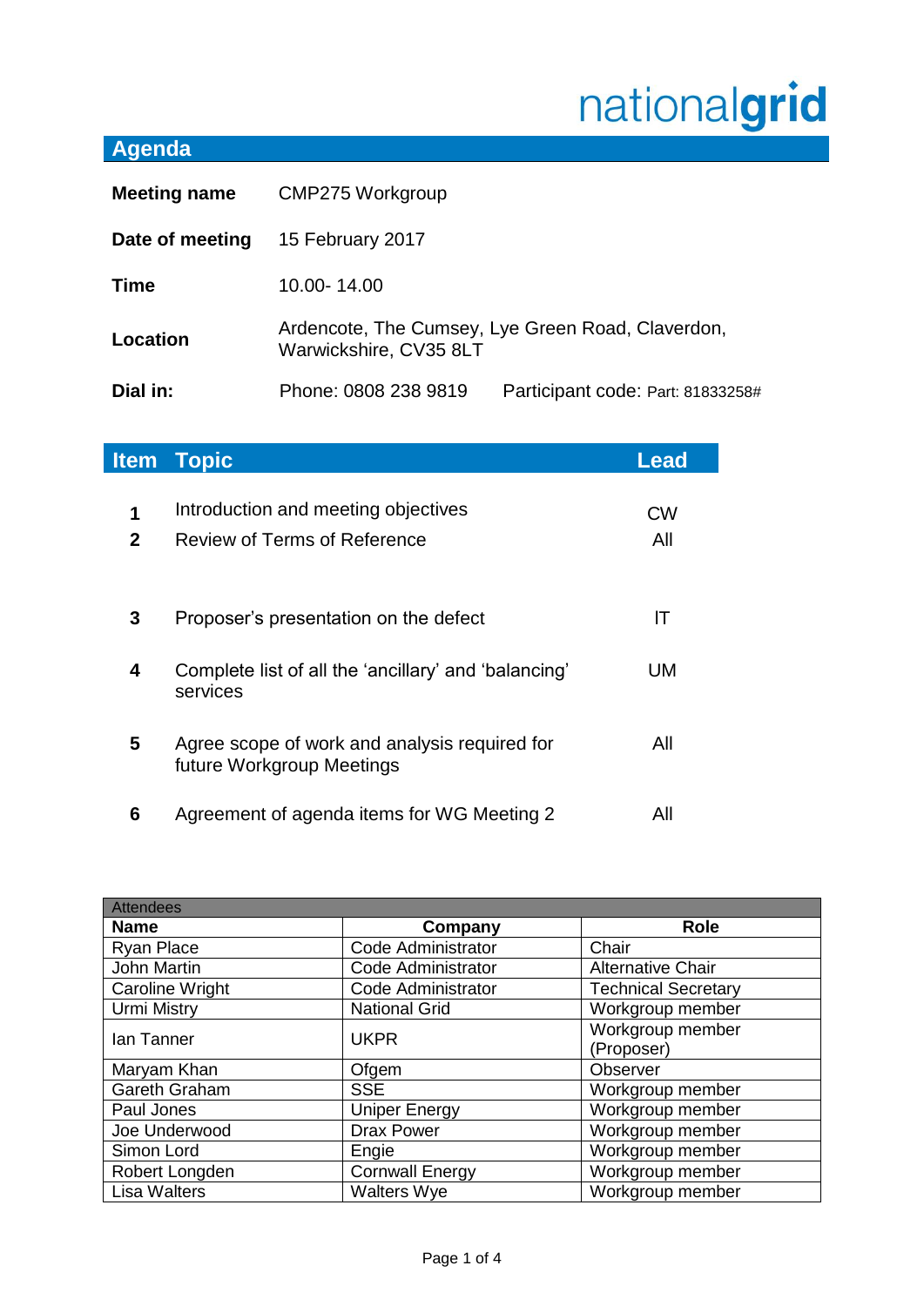nationalgrid

# Agenda

| | |
|---|---|
| **Meeting name** | CMP275 Workgroup |
| **Date of meeting** | 15 February 2017 |
| **Time** | 10.00- 14.00 |
| **Location** | Ardencote, The Cumsey, Lye Green Road, Claverdon, Warwickshire, CV35 8LT |
| **Dial in:** | Phone: 0808 238 9819 Participant code: Part: 81833258# |

| Item | Topic | Lead |
|---|---|---|
| 1 | Introduction and meeting objectives | CW |
| 2 | Review of Terms of Reference | All |
| 3 | Proposer's presentation on the defect | IT |
| 4 | Complete list of all the 'ancillary' and 'balancing' services | UM |
| 5 | Agree scope of work and analysis required for future Workgroup Meetings | All |
| 6 | Agreement of agenda items for WG Meeting 2 | All |

| Attendees | | |
|---|---|---|
| **Name** | **Company** | **Role** |
| Ryan Place | Code Administrator | Chair |
| John Martin | Code Administrator | Alternative Chair |
| Caroline Wright | Code Administrator | Technical Secretary |
| Urmi Mistry | National Grid | Workgroup member |
| Ian Tanner | UKPR | Workgroup member (Proposer) |
| Maryam Khan | Ofgem | Observer |
| Gareth Graham | SSE | Workgroup member |
| Paul Jones | Uniper Energy | Workgroup member |
| Joe Underwood | Drax Power | Workgroup member |
| Simon Lord | Engie | Workgroup member |
| Robert Longden | Cornwall Energy | Workgroup member |
| Lisa Walters | Walters Wye | Workgroup member |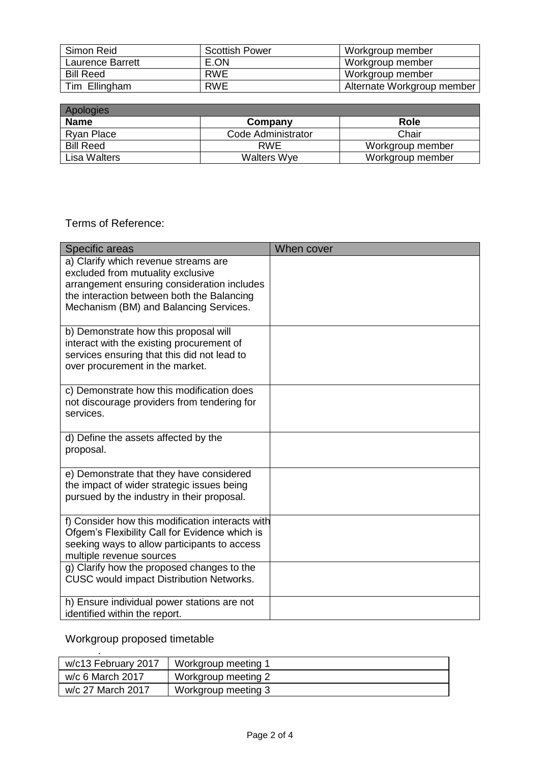| Simon Reid | Scottish Power | Workgroup member |
|---|---|---|
| Laurence Barrett | E.ON | Workgroup member |
| Bill Reed | RWE | Workgroup member |
| Tim Ellingham | RWE | Alternate Workgroup member |

| Apologies | | |
|---|---|---|
| **Name** | **Company** | **Role** |
| Ryan Place | Code Administrator | Chair |
| Bill Reed | RWE | Workgroup member |
| Lisa Walters | Walters Wye | Workgroup member |

Terms of Reference:

| Specific areas | When cover |
|---|---|
| a) Clarify which revenue streams are excluded from mutuality exclusive arrangement ensuring consideration includes the interaction between both the Balancing Mechanism (BM) and Balancing Services. | |
| b) Demonstrate how this proposal will interact with the existing procurement of services ensuring that this did not lead to over procurement in the market. | |
| c) Demonstrate how this modification does not discourage providers from tendering for services. | |
| d) Define the assets affected by the proposal. | |
| e) Demonstrate that they have considered the impact of wider strategic issues being pursued by the industry in their proposal. | |
| f) Consider how this modification interacts with Ofgem's Flexibility Call for Evidence which is seeking ways to allow participants to access multiple revenue sources | |
| g) Clarify how the proposed changes to the CUSC would impact Distribution Networks. | |
| h) Ensure individual power stations are not identified within the report. | |

Workgroup proposed timetable

| w/c13 February 2017 | Workgroup meeting 1 |
|---|---|
| w/c 6 March 2017 | Workgroup meeting 2 |
| w/c 27 March 2017 | Workgroup meeting 3 |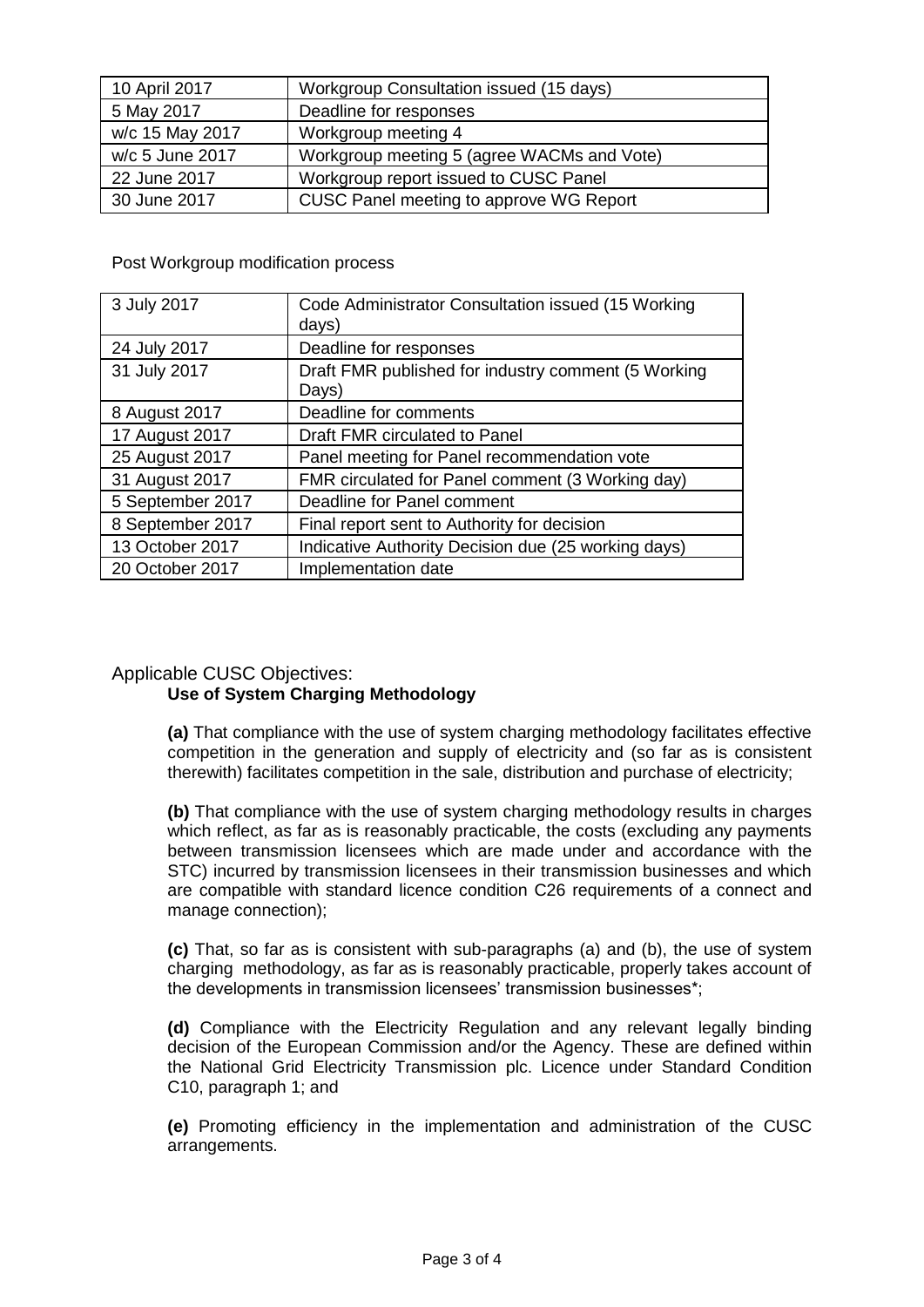| | |
|---|---|
| 10 April 2017 | Workgroup Consultation issued (15 days) |
| 5 May 2017 | Deadline for responses |
| w/c 15 May 2017 | Workgroup meeting 4 |
| w/c 5 June 2017 | Workgroup meeting 5 (agree WACMs and Vote) |
| 22 June 2017 | Workgroup report issued to CUSC Panel |
| 30 June 2017 | CUSC Panel meeting to approve WG Report |

Post Workgroup modification process

| | |
|---|---|
| 3 July 2017 | Code Administrator Consultation issued (15 Working days) |
| 24 July 2017 | Deadline for responses |
| 31 July 2017 | Draft FMR published for industry comment (5 Working Days) |
| 8 August 2017 | Deadline for comments |
| 17 August 2017 | Draft FMR circulated to Panel |
| 25 August 2017 | Panel meeting for Panel recommendation vote |
| 31 August 2017 | FMR circulated for Panel comment (3 Working day) |
| 5 September 2017 | Deadline for Panel comment |
| 8 September 2017 | Final report sent to Authority for decision |
| 13 October 2017 | Indicative Authority Decision due (25 working days) |
| 20 October 2017 | Implementation date |

Applicable CUSC Objectives:

**Use of System Charging Methodology**

**(a)** That compliance with the use of system charging methodology facilitates effective competition in the generation and supply of electricity and (so far as is consistent therewith) facilitates competition in the sale, distribution and purchase of electricity;

**(b)** That compliance with the use of system charging methodology results in charges which reflect, as far as is reasonably practicable, the costs (excluding any payments between transmission licensees which are made under and accordance with the STC) incurred by transmission licensees in their transmission businesses and which are compatible with standard licence condition C26 requirements of a connect and manage connection);

**(c)** That, so far as is consistent with sub-paragraphs (a) and (b), the use of system charging methodology, as far as is reasonably practicable, properly takes account of the developments in transmission licensees' transmission businesses*;

**(d)** Compliance with the Electricity Regulation and any relevant legally binding decision of the European Commission and/or the Agency. These are defined within the National Grid Electricity Transmission plc. Licence under Standard Condition C10, paragraph 1; and

**(e)** Promoting efficiency in the implementation and administration of the CUSC arrangements.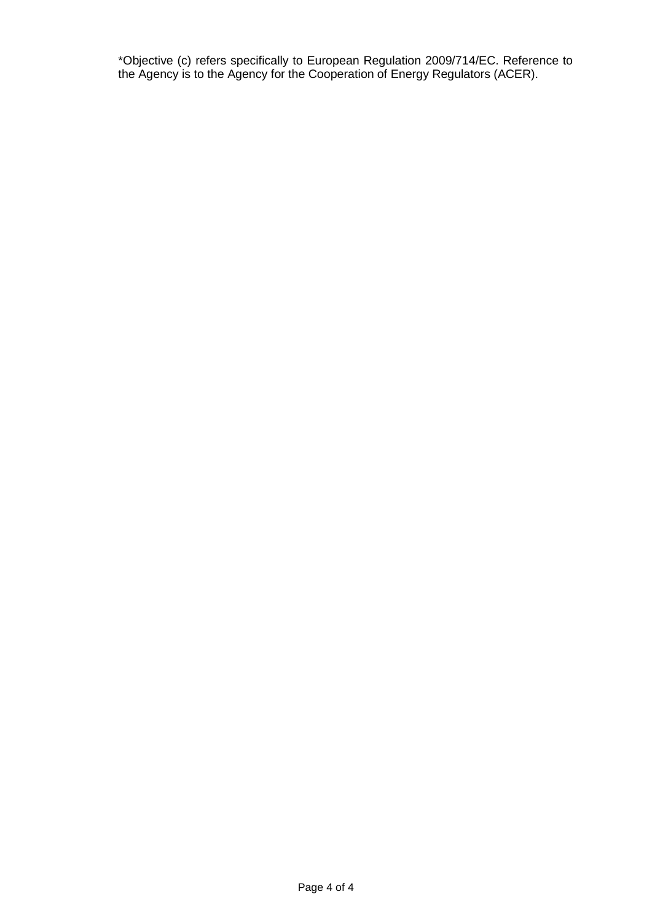*Objective (c) refers specifically to European Regulation 2009/714/EC. Reference to the Agency is to the Agency for the Cooperation of Energy Regulators (ACER).